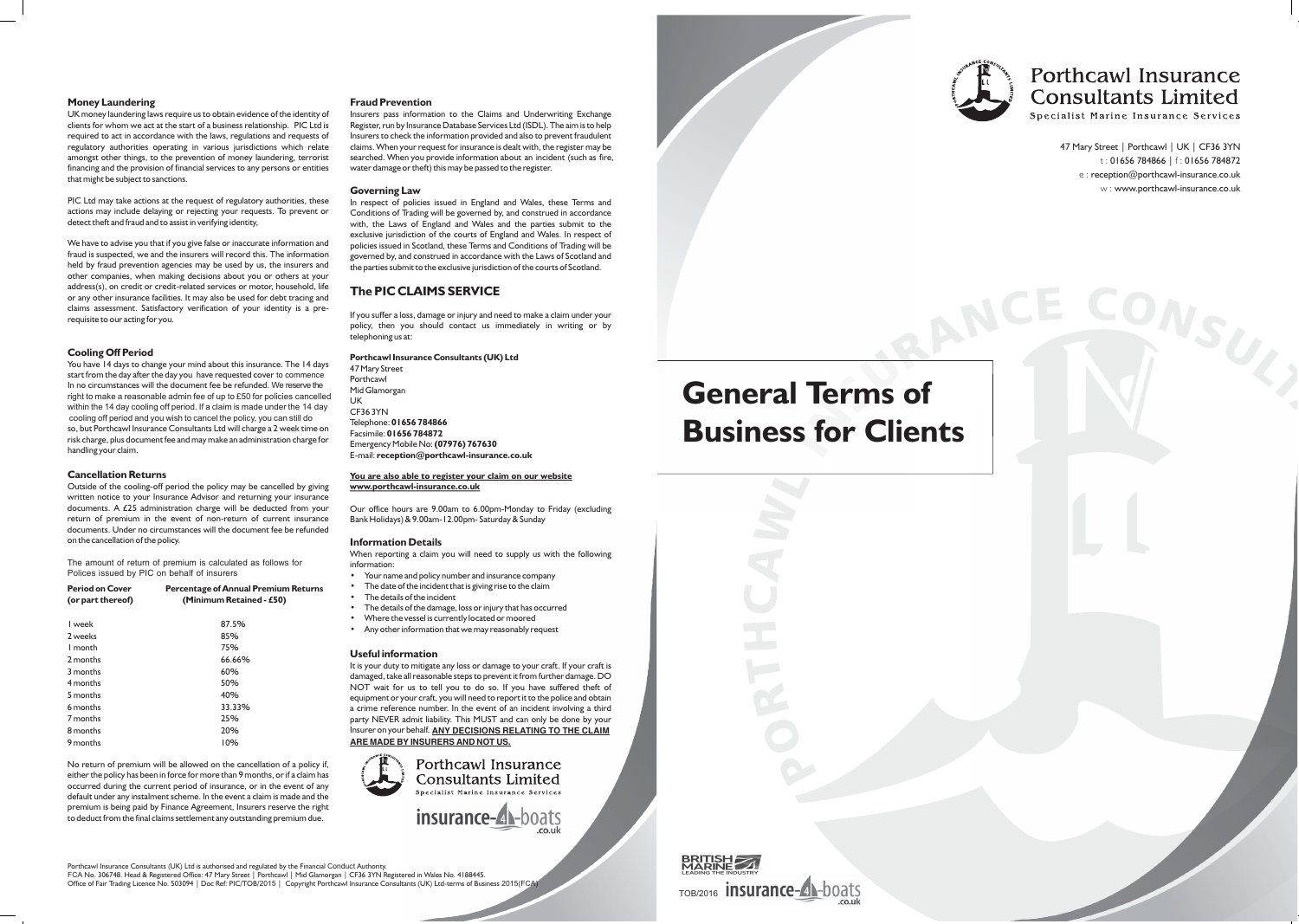## Money Laundering

UK money laundering laws require us to obtain evidence of the identity of clients for whom we act at the start of a business relationship. PIC Ltd is required to act in accordance with the laws, regulations and requests of regulatory authorities operating in various jurisdictions which relate amongst other things, to the prevention of money laundering, terrorist financing and the provision of financial services to any persons or entities that might be subject to sanctions.

PIC Ltd may take actions at the request of regulatory authorities, these actions may include delaying or rejecting your requests. To prevent or detect theft and fraud and to assist in verifying identity,

We have to advise you that if you give false or inaccurate information and fraud is suspected, we and the insurers will record this. The information held by fraud prevention agencies may be used by us, the insurers and other companies, when making decisions about you or others at your address(s), on credit or credit-related services or motor, household, life or any other insurance facilities. It may also be used for debt tracing and claims assessment. Satisfactory verification of your identity is a pre-requisite to our acting for you.

## Cooling Off Period

You have 14 days to change your mind about this insurance. The 14 days start from the day after the day you have requested cover to commence In no circumstances will the document fee be refunded. We reserve the right to make a reasonable admin fee of up to £50 for policies cancelled within the 14 day cooling off period. If a claim is made under the 14 day cooling off period and you wish to cancel the policy, you can still do so, but Porthcawl Insurance Consultants Ltd will charge a 2 week time on risk charge, plus document fee and may make an administration charge for handling your claim.

## Cancellation Returns

Outside of the cooling-off period the policy may be cancelled by giving written notice to your Insurance Advisor and returning your insurance documents. A £25 administration charge will be deducted from your return of premium in the event of non-return of current insurance documents. Under no circumstances will the document fee be refunded on the cancellation of the policy.

The amount of return of premium is calculated as follows for Polices issued by PIC on behalf of insurers

| Period on Cover (or part thereof) | Percentage of Annual Premium Returns (Minimum Retained - £50) |
|---|---|
| 1 week | 87.5% |
| 2 weeks | 85% |
| 1 month | 75% |
| 2 months | 66.66% |
| 3 months | 60% |
| 4 months | 50% |
| 5 months | 40% |
| 6 months | 33.33% |
| 7 months | 25% |
| 8 months | 20% |
| 9 months | 10% |

No return of premium will be allowed on the cancellation of a policy if, either the policy has been in force for more than 9 months, or if a claim has occurred during the current period of insurance, or in the event of any default under any instalment scheme. In the event a claim is made and the premium is being paid by Finance Agreement, Insurers reserve the right to deduct from the final claims settlement any outstanding premium due.

## Fraud Prevention

Insurers pass information to the Claims and Underwriting Exchange Register, run by Insurance Database Services Ltd (ISDL). The aim is to help Insurers to check the information provided and also to prevent fraudulent claims. When your request for insurance is dealt with, the register may be searched. When you provide information about an incident (such as fire, water damage or theft) this may be passed to the register.

## Governing Law

In respect of policies issued in England and Wales, these Terms and Conditions of Trading will be governed by, and construed in accordance with, the Laws of England and Wales and the parties submit to the exclusive jurisdiction of the courts of England and Wales. In respect of policies issued in Scotland, these Terms and Conditions of Trading will be governed by, and construed in accordance with the Laws of Scotland and the parties submit to the exclusive jurisdiction of the courts of Scotland.

## The PIC CLAIMS SERVICE

If you suffer a loss, damage or injury and need to make a claim under your policy, then you should contact us immediately in writing or by telephoning us at:

**Porthcawl Insurance Consultants (UK) Ltd**
47 Mary Street
Porthcawl
Mid Glamorgan
UK
CF36 3YN
Telephone: **01656 784866**
Facsimile: **01656 784872**
Emergency Mobile No: **(07976) 767630**
E-mail: **reception@porthcawl-insurance.co.uk**

**You are also able to register your claim on our website www.porthcawl-insurance.co.uk**

Our office hours are 9.00am to 6.00pm-Monday to Friday (excluding Bank Holidays) & 9.00am-12.00pm- Saturday & Sunday

## Information Details

When reporting a claim you will need to supply us with the following information:

- Your name and policy number and insurance company
- The date of the incident that is giving rise to the claim
- The details of the incident
- The details of the damage, loss or injury that has occurred
- Where the vessel is currently located or moored
- Any other information that we may reasonably request

## Useful information

It is your duty to mitigate any loss or damage to your craft. If your craft is damaged, take all reasonable steps to prevent it from further damage. DO NOT wait for us to tell you to do so. If you have suffered theft of equipment or your craft, you will need to report it to the police and obtain a crime reference number. In the event of an incident involving a third party NEVER admit liability. This MUST and can only be done by your Insurer on your behalf. **ANY DECISIONS RELATING TO THE CLAIM ARE MADE BY INSURERS AND NOT US.**

Porthcawl Insurance Consultants Limited
Specialist Marine Insurance Services

insurance-4-boats.co.uk

Porthcawl Insurance Consultants (UK) Ltd is authorised and regulated by the Financial Conduct Authority.
FCA No. 306748. Head & Registered Office: 47 Mary Street | Porthcawl | Mid Glamorgan | CF36 3YN Registered in Wales No. 4188445.
Office of Fair Trading Licence No. 503094 | Doc Ref: PIC/TOB/2015 | Copyright Porthcawl Insurance Consultants (UK) Ltd-terms of Business 2015(FCA)

Porthcawl Insurance Consultants Limited
Specialist Marine Insurance Services

47 Mary Street | Porthcawl | UK | CF36 3YN
t : 01656 784866 | f : 01656 784872
e : reception@porthcawl-insurance.co.uk
w : www.porthcawl-insurance.co.uk

# General Terms of Business for Clients

BRITISH MARINE LEADING THE INDUSTRY

TOB/2016 insurance-4-boats.co.uk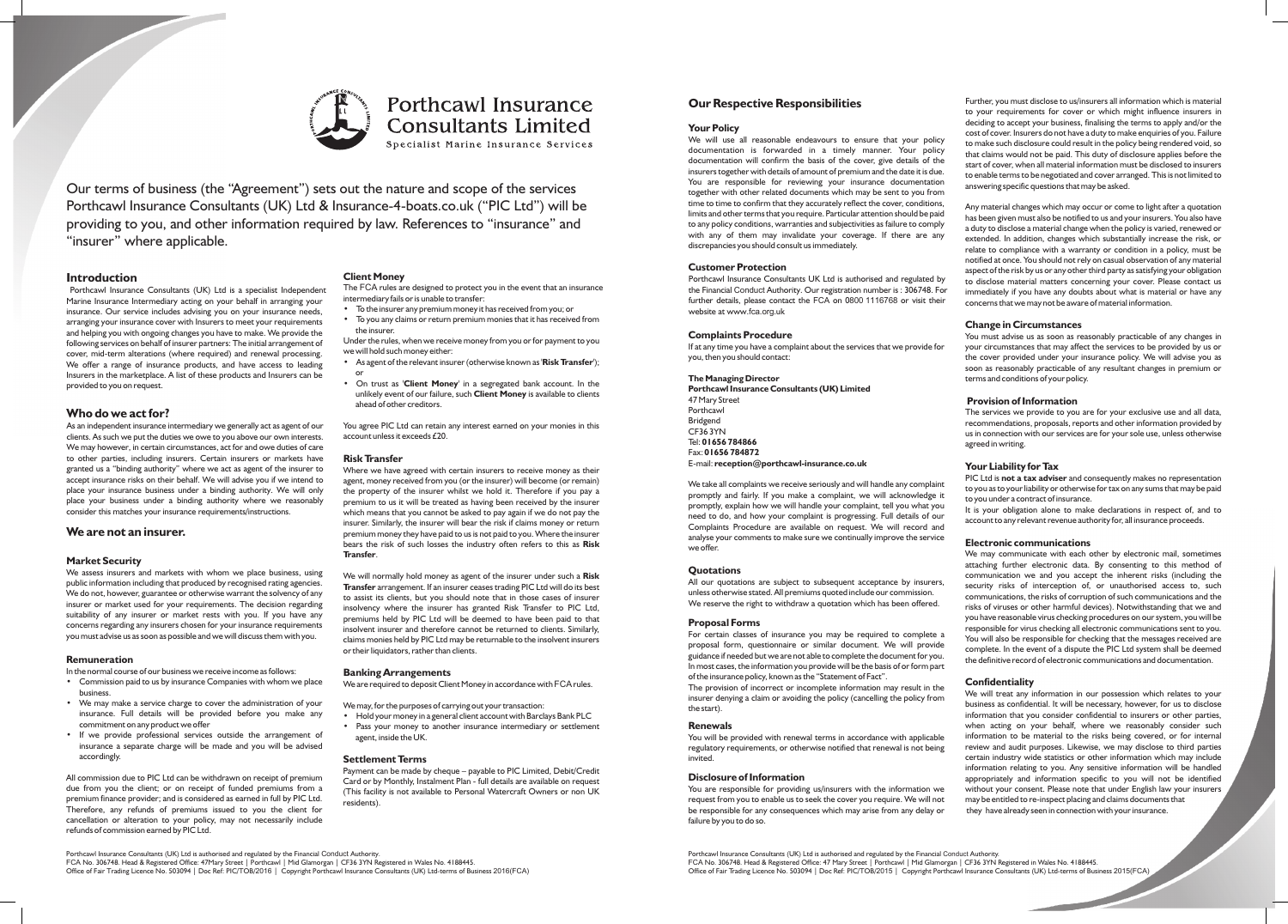# Porthcawl Insurance Consultants Limited

Specialist Marine Insurance Services

Our terms of business (the "Agreement") sets out the nature and scope of the services Porthcawl Insurance Consultants (UK) Ltd & Insurance-4-boats.co.uk ("PIC Ltd") will be providing to you, and other information required by law. References to "insurance" and "insurer" where applicable.

## Introduction

Porthcawl Insurance Consultants (UK) Ltd is a specialist Independent Marine Insurance Intermediary acting on your behalf in arranging your insurance. Our service includes advising you on your insurance needs, arranging your insurance cover with Insurers to meet your requirements and helping you with ongoing changes you have to make. We provide the following services on behalf of insurer partners: The initial arrangement of cover, mid-term alterations (where required) and renewal processing. We offer a range of insurance products, and have access to leading Insurers in the marketplace. A list of these products and Insurers can be provided to you on request.

## Who do we act for?

As an independent insurance intermediary we generally act as agent of our clients. As such we put the duties we owe to you above our own interests. We may however, in certain circumstances, act for and owe duties of care to other parties, including insurers. Certain insurers or markets have granted us a "binding authority" where we act as agent of the insurer to accept insurance risks on their behalf. We will advise you if we intend to place your insurance business under a binding authority. We will only place your business under a binding authority where we reasonably consider this matches your insurance requirements/instructions.

## We are not an insurer.

### Market Security

We assess insurers and markets with whom we place business, using public information including that produced by recognised rating agencies. We do not, however, guarantee or otherwise warrant the solvency of any insurer or market used for your requirements. The decision regarding suitability of any insurer or market rests with you. If you have any concerns regarding any insurers chosen for your insurance requirements you must advise us as soon as possible and we will discuss them with you.

### Remuneration

In the normal course of our business we receive income as follows:

- Commission paid to us by insurance Companies with whom we place business.
- We may make a service charge to cover the administration of your insurance. Full details will be provided before you make any commitment on any product we offer
- If we provide professional services outside the arrangement of insurance a separate charge will be made and you will be advised accordingly.

All commission due to PIC Ltd can be withdrawn on receipt of premium due from you the client; or on receipt of funded premiums from a premium finance provider; and is considered as earned in full by PIC Ltd. Therefore, any refunds of premiums issued to you the client for cancellation or alteration to your policy, may not necessarily include refunds of commission earned by PIC Ltd.

### Client Money

The FCA rules are designed to protect you in the event that an insurance intermediary fails or is unable to transfer:

- To the insurer any premium money it has received from you; or
- To you any claims or return premium monies that it has received from the insurer.

Under the rules, when we receive money from you or for payment to you we will hold such money either:

- As agent of the relevant insurer (otherwise known as '**Risk Transfer**'); or
- On trust as '**Client Money**' in a segregated bank account. In the unlikely event of our failure, such **Client Money** is available to clients ahead of other creditors.

You agree PIC Ltd can retain any interest earned on your monies in this account unless it exceeds £20.

### Risk Transfer

Where we have agreed with certain insurers to receive money as their agent, money received from you (or the insurer) will become (or remain) the property of the insurer whilst we hold it. Therefore if you pay a premium to us it will be treated as having been received by the insurer which means that you cannot be asked to pay again if we do not pay the insurer. Similarly, the insurer will bear the risk if claims money or return premium money they have paid to us is not paid to you. Where the insurer bears the risk of such losses the industry often refers to this as **Risk Transfer**.

We will normally hold money as agent of the insurer under such a **Risk Transfer** arrangement. If an insurer ceases trading PIC Ltd will do its best to assist its clients, but you should note that in those cases of insurer insolvency where the insurer has granted Risk Transfer to PIC Ltd, premiums held by PIC Ltd will be deemed to have been paid to that insolvent insurer and therefore cannot be returned to clients. Similarly, claims monies held by PIC Ltd may be returnable to the insolvent insurers or their liquidators, rather than clients.

### Banking Arrangements

We are required to deposit Client Money in accordance with FCA rules.

We may, for the purposes of carrying out your transaction:

- Hold your money in a general client account with Barclays Bank PLC
- Pass your money to another insurance intermediary or settlement agent, inside the UK.

### Settlement Terms

Payment can be made by cheque – payable to PIC Limited, Debit/Credit Card or by Monthly, Instalment Plan - full details are available on request (This facility is not available to Personal Watercraft Owners or non UK residents).

## Our Respective Responsibilities

### Your Policy

We will use all reasonable endeavours to ensure that your policy documentation is forwarded in a timely manner. Your policy documentation will confirm the basis of the cover, give details of the insurers together with details of amount of premium and the date it is due. You are responsible for reviewing your insurance documentation together with other related documents which may be sent to you from time to time to confirm that they accurately reflect the cover, conditions, limits and other terms that you require. Particular attention should be paid to any policy conditions, warranties and subjectivities as failure to comply with any of them may invalidate your coverage. If there are any discrepancies you should consult us immediately.

### Customer Protection

Porthcawl Insurance Consultants UK Ltd is authorised and regulated by the Financial Conduct Authority. Our registration number is : 306748. For further details, please contact the FCA on 0800 1116768 or visit their website at www.fca.org.uk

### Complaints Procedure

If at any time you have a complaint about the services that we provide for you, then you should contact:

**The Managing Director**
**Porthcawl Insurance Consultants (UK) Limited**
47 Mary Street
Porthcawl
Bridgend
CF36 3YN
Tel: **01656 784866**
Fax: **01656 784872**
E-mail: **reception@porthcawl-insurance.co.uk**

We take all complaints we receive seriously and will handle any complaint promptly and fairly. If you make a complaint, we will acknowledge it promptly, explain how we will handle your complaint, tell you what you need to do, and how your complaint is progressing. Full details of our Complaints Procedure are available on request. We will record and analyse your comments to make sure we continually improve the service we offer.

### Quotations

All our quotations are subject to subsequent acceptance by insurers, unless otherwise stated. All premiums quoted include our commission. We reserve the right to withdraw a quotation which has been offered.

### Proposal Forms

For certain classes of insurance you may be required to complete a proposal form, questionnaire or similar document. We will provide guidance if needed but we are not able to complete the document for you. In most cases, the information you provide will be the basis of or form part of the insurance policy, known as the "Statement of Fact".

The provision of incorrect or incomplete information may result in the insurer denying a claim or avoiding the policy (cancelling the policy from the start).

### Renewals

You will be provided with renewal terms in accordance with applicable regulatory requirements, or otherwise notified that renewal is not being invited.

### Disclosure of Information

You are responsible for providing us/insurers with the information we request from you to enable us to seek the cover you require. We will not be responsible for any consequences which may arise from any delay or failure by you to do so.

Further, you must disclose to us/insurers all information which is material to your requirements for cover or which might influence insurers in deciding to accept your business, finalising the terms to apply and/or the cost of cover. Insurers do not have a duty to make enquiries of you. Failure to make such disclosure could result in the policy being rendered void, so that claims would not be paid. This duty of disclosure applies before the start of cover, when all material information must be disclosed to insurers to enable terms to be negotiated and cover arranged. This is not limited to answering specific questions that may be asked.

Any material changes which may occur or come to light after a quotation has been given must also be notified to us and your insurers. You also have a duty to disclose a material change when the policy is varied, renewed or extended. In addition, changes which substantially increase the risk, or relate to compliance with a warranty or condition in a policy, must be notified at once. You should not rely on casual observation of any material aspect of the risk by us or any other third party as satisfying your obligation to disclose material matters concerning your cover. Please contact us immediately if you have any doubts about what is material or have any concerns that we may not be aware of material information.

### Change in Circumstances

You must advise us as soon as reasonably practicable of any changes in your circumstances that may affect the services to be provided by us or the cover provided under your insurance policy. We will advise you as soon as reasonably practicable of any resultant changes in premium or terms and conditions of your policy.

### Provision of Information

The services we provide to you are for your exclusive use and all data, recommendations, proposals, reports and other information provided by us in connection with our services are for your sole use, unless otherwise agreed in writing.

### Your Liability for Tax

PIC Ltd is **not a tax adviser** and consequently makes no representation to you as to your liability or otherwise for tax on any sums that may be paid to you under a contract of insurance.

It is your obligation alone to make declarations in respect of, and to account to any relevant revenue authority for, all insurance proceeds.

### Electronic communications

We may communicate with each other by electronic mail, sometimes attaching further electronic data. By consenting to this method of communication we and you accept the inherent risks (including the security risks of interception of, or unauthorised access to, such communications, the risks of corruption of such communications and the risks of viruses or other harmful devices). Notwithstanding that we and you have reasonable virus checking procedures on our system, you will be responsible for virus checking all electronic communications sent to you. You will also be responsible for checking that the messages received are complete. In the event of a dispute the PIC Ltd system shall be deemed the definitive record of electronic communications and documentation.

### Confidentiality

We will treat any information in our possession which relates to your business as confidential. It will be necessary, however, for us to disclose information that you consider confidential to insurers or other parties, when acting on your behalf, where we reasonably consider such information to be material to the risks being covered, or for internal review and audit purposes. Likewise, we may disclose to third parties certain industry wide statistics or other information which may include information relating to you. Any sensitive information will be handled appropriately and information specific to you will not be identified without your consent. Please note that under English law your insurers may be entitled to re-inspect placing and claims documents that they have already seen in connection with your insurance.

Porthcawl Insurance Consultants (UK) Ltd is authorised and regulated by the Financial Conduct Authority.
FCA No. 306748. Head & Registered Office: 47 Mary Street | Porthcawl | Mid Glamorgan | CF36 3YN Registered in Wales No. 4188445.
Office of Fair Trading Licence No. 503094 | Doc Ref: PIC/TOB/2016 | Copyright Porthcawl Insurance Consultants (UK) Ltd-terms of Business 2016(FCA)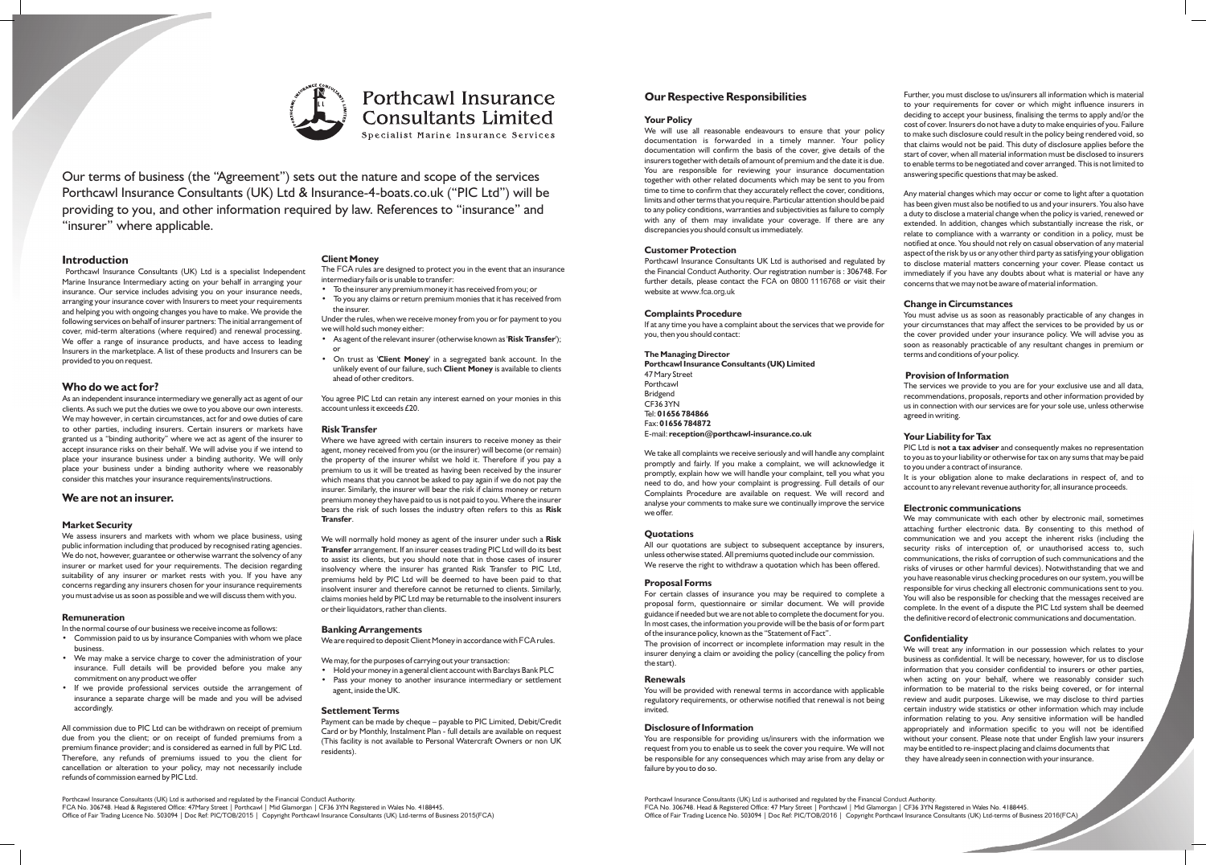# Porthcawl Insurance Consultants Limited

Specialist Marine Insurance Services

Our terms of business (the "Agreement") sets out the nature and scope of the services Porthcawl Insurance Consultants (UK) Ltd & Insurance-4-boats.co.uk ("PIC Ltd") will be providing to you, and other information required by law. References to "insurance" and "insurer" where applicable.

## Introduction

Porthcawl Insurance Consultants (UK) Ltd is a specialist Independent Marine Insurance Intermediary acting on your behalf in arranging your insurance. Our service includes advising you on your insurance needs, arranging your insurance cover with Insurers to meet your requirements and helping you with ongoing changes you have to make. We provide the following services on behalf of insurer partners: The initial arrangement of cover, mid-term alterations (where required) and renewal processing. We offer a range of insurance products, and have access to leading Insurers in the marketplace. A list of these products and Insurers can be provided to you on request.

## Who do we act for?

As an independent insurance intermediary we generally act as agent of our clients. As such we put the duties we owe to you above our own interests. We may however, in certain circumstances, act for and owe duties of care to other parties, including insurers. Certain insurers or markets have granted us a "binding authority" where we act as agent of the insurer to accept insurance risks on their behalf. We will advise you if we intend to place your insurance business under a binding authority. We will only place your business under a binding authority where we reasonably consider this matches your insurance requirements/instructions.

## We are not an insurer.

### Market Security

We assess insurers and markets with whom we place business, using public information including that produced by recognised rating agencies. We do not, however, guarantee or otherwise warrant the solvency of any insurer or market used for your requirements. The decision regarding suitability of any insurer or market rests with you. If you have any concerns regarding any insurers chosen for your insurance requirements you must advise us as soon as possible and we will discuss them with you.

### Remuneration

In the normal course of our business we receive income as follows:

- Commission paid to us by insurance Companies with whom we place business.
- We may make a service charge to cover the administration of your insurance. Full details will be provided before you make any commitment on any product we offer
- If we provide professional services outside the arrangement of insurance a separate charge will be made and you will be advised accordingly.

All commission due to PIC Ltd can be withdrawn on receipt of premium due from you the client; or on receipt of funded premiums from a premium finance provider; and is considered as earned in full by PIC Ltd. Therefore, any refunds of premiums issued to you the client for cancellation or alteration to your policy, may not necessarily include refunds of commission earned by PIC Ltd.

### Client Money

The FCA rules are designed to protect you in the event that an insurance intermediary fails or is unable to transfer:

- To the insurer any premium money it has received from you; or
- To you any claims or return premium monies that it has received from the insurer.

Under the rules, when we receive money from you or for payment to you we will hold such money either:

- As agent of the relevant insurer (otherwise known as '**Risk Transfer**'); or
- On trust as '**Client Money**' in a segregated bank account. In the unlikely event of our failure, such **Client Money** is available to clients ahead of other creditors.

You agree PIC Ltd can retain any interest earned on your monies in this account unless it exceeds £20.

### Risk Transfer

Where we have agreed with certain insurers to receive money as their agent, money received from you (or the insurer) will become (or remain) the property of the insurer whilst we hold it. Therefore if you pay a premium to us it will be treated as having been received by the insurer which means that you cannot be asked to pay again if we do not pay the insurer. Similarly, the insurer will bear the risk if claims money or return premium money they have paid to us is not paid to you. Where the insurer bears the risk of such losses the industry often refers to this as **Risk Transfer**.

We will normally hold money as agent of the insurer under such a **Risk Transfer** arrangement. If an insurer ceases trading PIC Ltd will do its best to assist its clients, but you should note that in those cases of insurer insolvency where the insurer has granted Risk Transfer to PIC Ltd, premiums held by PIC Ltd will be deemed to have been paid to that insolvent insurer and therefore cannot be returned to clients. Similarly, claims monies held by PIC Ltd may be returnable to the insolvent insurers or their liquidators, rather than clients.

### Banking Arrangements

We are required to deposit Client Money in accordance with FCA rules.

We may, for the purposes of carrying out your transaction:

- Hold your money in a general client account with Barclays Bank PLC
- Pass your money to another insurance intermediary or settlement agent, inside the UK.

### Settlement Terms

Payment can be made by cheque – payable to PIC Limited, Debit/Credit Card or by Monthly, Instalment Plan - full details are available on request (This facility is not available to Personal Watercraft Owners or non UK residents).

## Our Respective Responsibilities

### Your Policy

We will use all reasonable endeavours to ensure that your policy documentation is forwarded in a timely manner. Your policy documentation will confirm the basis of the cover, give details of the insurers together with details of amount of premium and the date it is due. You are responsible for reviewing your insurance documentation together with other related documents which may be sent to you from time to time to confirm that they accurately reflect the cover, conditions, limits and other terms that you require. Particular attention should be paid to any policy conditions, warranties and subjectivities as failure to comply with any of them may invalidate your coverage. If there are any discrepancies you should consult us immediately.

### Customer Protection

Porthcawl Insurance Consultants UK Ltd is authorised and regulated by the Financial Conduct Authority. Our registration number is : 306748. For further details, please contact the FCA on 0800 1116768 or visit their website at www.fca.org.uk

### Complaints Procedure

If at any time you have a complaint about the services that we provide for you, then you should contact:

**The Managing Director**
**Porthcawl Insurance Consultants (UK) Limited**
47 Mary Street
Porthcawl
Bridgend
CF36 3YN
Tel: **01656 784866**
Fax: **01656 784872**
E-mail: **reception@porthcawl-insurance.co.uk**

We take all complaints we receive seriously and will handle any complaint promptly and fairly. If you make a complaint, we will acknowledge it promptly, explain how we will handle your complaint, tell you what you need to do, and how your complaint is progressing. Full details of our Complaints Procedure are available on request. We will record and analyse your comments to make sure we continually improve the service we offer.

### Quotations

All our quotations are subject to subsequent acceptance by insurers, unless otherwise stated. All premiums quoted include our commission. We reserve the right to withdraw a quotation which has been offered.

### Proposal Forms

For certain classes of insurance you may be required to complete a proposal form, questionnaire or similar document. We will provide guidance if needed but we are not able to complete the document for you. In most cases, the information you provide will be the basis of or form part of the insurance policy, known as the "Statement of Fact".

The provision of incorrect or incomplete information may result in the insurer denying a claim or avoiding the policy (cancelling the policy from the start).

### Renewals

You will be provided with renewal terms in accordance with applicable regulatory requirements, or otherwise notified that renewal is not being invited.

### Disclosure of Information

You are responsible for providing us/insurers with the information we request from you to enable us to seek the cover you require. We will not be responsible for any consequences which may arise from any delay or failure by you to do so.

Further, you must disclose to us/insurers all information which is material to your requirements for cover or which might influence insurers in deciding to accept your business, finalising the terms to apply and/or the cost of cover. Insurers do not have a duty to make enquiries of you. Failure to make such disclosure could result in the policy being rendered void, so that claims would not be paid. This duty of disclosure applies before the start of cover, when all material information must be disclosed to insurers to enable terms to be negotiated and cover arranged. This is not limited to answering specific questions that may be asked.

Any material changes which may occur or come to light after a quotation has been given must also be notified to us and your insurers. You also have a duty to disclose a material change when the policy is varied, renewed or extended. In addition, changes which substantially increase the risk, or relate to compliance with a warranty or condition in a policy, must be notified at once. You should not rely on casual observation of any material aspect of the risk by us or any other third party as satisfying your obligation to disclose material matters concerning your cover. Please contact us immediately if you have any doubts about what is material or have any concerns that we may not be aware of material information.

### Change in Circumstances

You must advise us as soon as reasonably practicable of any changes in your circumstances that may affect the services to be provided by us or the cover provided under your insurance policy. We will advise you as soon as reasonably practicable of any resultant changes in premium or terms and conditions of your policy.

### Provision of Information

The services we provide to you are for your exclusive use and all data, recommendations, proposals, reports and other information provided by us in connection with our services are for your sole use, unless otherwise agreed in writing.

### Your Liability for Tax

PIC Ltd is **not a tax adviser** and consequently makes no representation to you as to your liability or otherwise for tax on any sums that may be paid to you under a contract of insurance.

It is your obligation alone to make declarations in respect of, and to account to any relevant revenue authority for, all insurance proceeds.

### Electronic communications

We may communicate with each other by electronic mail, sometimes attaching further electronic data. By consenting to this method of communication we and you accept the inherent risks (including the security risks of interception of, or unauthorised access to, such communications, the risks of corruption of such communications and the risks of viruses or other harmful devices). Notwithstanding that we and you have reasonable virus checking procedures on our system, you will be responsible for virus checking all electronic communications sent to you. You will also be responsible for checking that the messages received are complete. In the event of a dispute the PIC Ltd system shall be deemed the definitive record of electronic communications and documentation.

### Confidentiality

We will treat any information in our possession which relates to your business as confidential. It will be necessary, however, for us to disclose information that you consider confidential to insurers or other parties, when acting on your behalf, where we reasonably consider such information to be material to the risks being covered, or for internal review and audit purposes. Likewise, we may disclose to third parties certain industry wide statistics or other information which may include information relating to you. Any sensitive information will be handled appropriately and information specific to you will not be identified without your consent. Please note that under English law your insurers may be entitled to re-inspect placing and claims documents that they have already seen in connection with your insurance.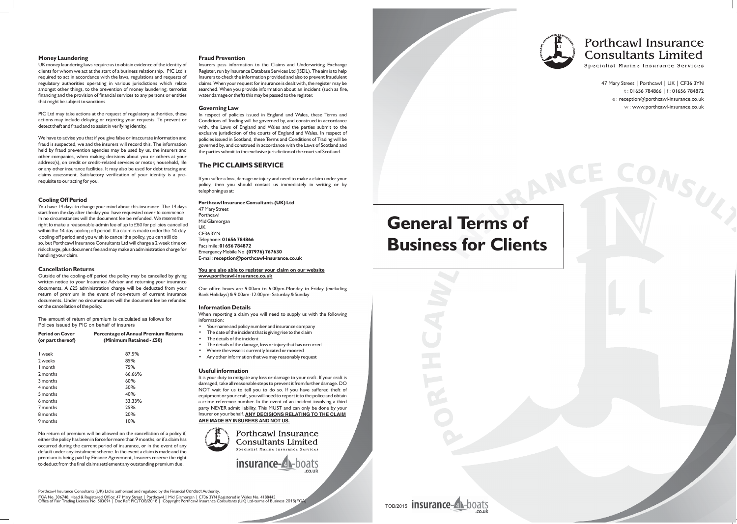## Money Laundering

UK money laundering laws require us to obtain evidence of the identity of clients for whom we act at the start of a business relationship. PIC Ltd is required to act in accordance with the laws, regulations and requests of regulatory authorities operating in various jurisdictions which relate amongst other things, to the prevention of money laundering, terrorist financing and the provision of financial services to any persons or entities that might be subject to sanctions.

PIC Ltd may take actions at the request of regulatory authorities, these actions may include delaying or rejecting your requests. To prevent or detect theft and fraud and to assist in verifying identity,

We have to advise you that if you give false or inaccurate information and fraud is suspected, we and the insurers will record this. The information held by fraud prevention agencies may be used by us, the insurers and other companies, when making decisions about you or others at your address(s), on credit or credit-related services or motor, household, life or any other insurance facilities. It may also be used for debt tracing and claims assessment. Satisfactory verification of your identity is a pre-requisite to our acting for you.

## Cooling Off Period

You have 14 days to change your mind about this insurance. The 14 days start from the day after the day you have requested cover to commence In no circumstances will the document fee be refunded. We reserve the right to make a reasonable admin fee of up to £50 for policies cancelled within the 14 day cooling off period. If a claim is made under the 14 day cooling off period and you wish to cancel the policy, you can still do so, but Porthcawl Insurance Consultants Ltd will charge a 2 week time on risk charge, plus document fee and may make an administration charge for handling your claim.

## Cancellation Returns

Outside of the cooling-off period the policy may be cancelled by giving written notice to your Insurance Advisor and returning your insurance documents. A £25 administration charge will be deducted from your return of premium in the event of non-return of current insurance documents. Under no circumstances will the document fee be refunded on the cancellation of the policy.

The amount of return of premium is calculated as follows for Polices issued by PIC on behalf of insurers

| Period on Cover (or part thereof) | Percentage of Annual Premium Returns (Minimum Retained - £50) |
|---|---|
| 1 week | 87.5% |
| 2 weeks | 85% |
| 1 month | 75% |
| 2 months | 66.66% |
| 3 months | 60% |
| 4 months | 50% |
| 5 months | 40% |
| 6 months | 33.33% |
| 7 months | 25% |
| 8 months | 20% |
| 9 months | 10% |

No return of premium will be allowed on the cancellation of a policy if, either the policy has been in force for more than 9 months, or if a claim has occurred during the current period of insurance, or in the event of any default under any instalment scheme. In the event a claim is made and the premium is being paid by Finance Agreement, Insurers reserve the right to deduct from the final claims settlement any outstanding premium due.

## Fraud Prevention

Insurers pass information to the Claims and Underwriting Exchange Register, run by Insurance Database Services Ltd (ISDL). The aim is to help Insurers to check the information provided and also to prevent fraudulent claims. When your request for insurance is dealt with, the register may be searched. When you provide information about an incident (such as fire, water damage or theft) this may be passed to the register.

## Governing Law

In respect of policies issued in England and Wales, these Terms and Conditions of Trading will be governed by, and construed in accordance with, the Laws of England and Wales and the parties submit to the exclusive jurisdiction of the courts of England and Wales. In respect of policies issued in Scotland, these Terms and Conditions of Trading will be governed by, and construed in accordance with the Laws of Scotland and the parties submit to the exclusive jurisdiction of the courts of Scotland.

## The PIC CLAIMS SERVICE

If you suffer a loss, damage or injury and need to make a claim under your policy, then you should contact us immediately in writing or by telephoning us at:

**Porthcawl Insurance Consultants (UK) Ltd**
47 Mary Street
Porthcawl
Mid Glamorgan
UK
CF36 3YN
Telephone: **01656 784866**
Facsimile: **01656 784872**
Emergency Mobile No: **(07976) 767630**
E-mail: **reception@porthcawl-insurance.co.uk**

**You are also able to register your claim on our website www.porthcawl-insurance.co.uk**

Our office hours are 9.00am to 6.00pm-Monday to Friday (excluding Bank Holidays) & 9.00am-12.00pm- Saturday & Sunday

## Information Details

When reporting a claim you will need to supply us with the following information:

- Your name and policy number and insurance company
- The date of the incident that is giving rise to the claim
- The details of the incident
- The details of the damage, loss or injury that has occurred
- Where the vessel is currently located or moored
- Any other information that we may reasonably request

## Useful information

It is your duty to mitigate any loss or damage to your craft. If your craft is damaged, take all reasonable steps to prevent it from further damage. DO NOT wait for us to tell you to do so. If you have suffered theft of equipment or your craft, you will need to report it to the police and obtain a crime reference number. In the event of an incident involving a third party NEVER admit liability. This MUST and can only be done by your Insurer on your behalf. **ANY DECISIONS RELATING TO THE CLAIM ARE MADE BY INSURERS AND NOT US.**

Porthcawl Insurance Consultants Limited
Specialist Marine Insurance Services

insurance-4-boats.co.uk

Porthcawl Insurance Consultants (UK) Ltd is authorised and regulated by the Financial Conduct Authority.
FCA No. 306748. Head & Registered Office: 47 Mary Street | Porthcawl | Mid Glamorgan | CF36 3YN Registered in Wales No. 4188445.
Office of Fair Trading Licence No. 503094 | Doc Ref: PIC/TOB/2016 | Copyright Porthcawl Insurance Consultants (UK) Ltd-terms of Business 2016(FCA)

Porthcawl Insurance Consultants Limited
Specialist Marine Insurance Services

47 Mary Street | Porthcawl | UK | CF36 3YN
t : 01656 784866 | f : 01656 784872
e : reception@porthcawl-insurance.co.uk
w : www.porthcawl-insurance.co.uk

# General Terms of Business for Clients

TOB/2015 insurance-4-boats.co.uk